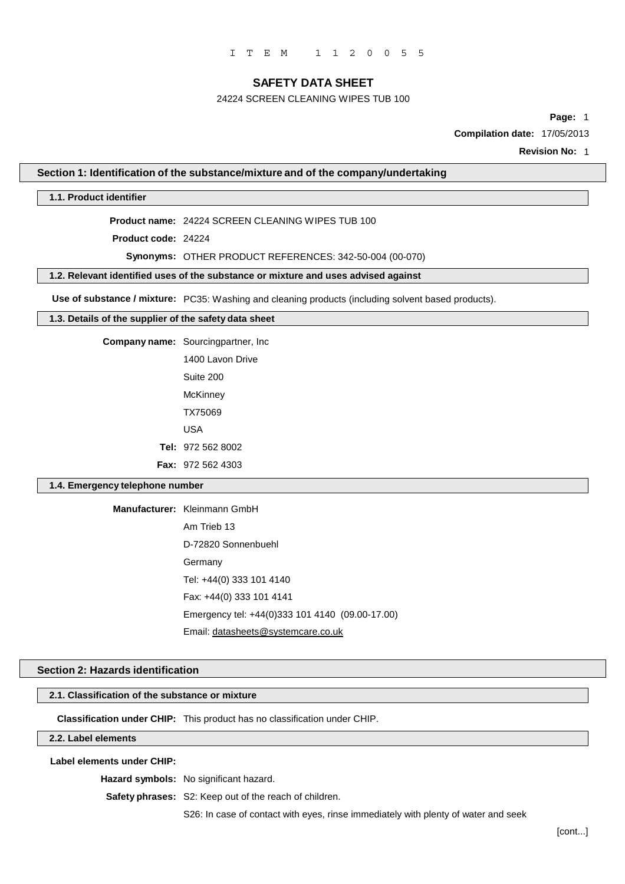ITEM 1120055

# SAFETY DATA SHEET

24224 SCREEN CLEANING WIPES TUB 100

**Compilation date:** 17/05/2013

**Revision No:** 1

## Section 1: Identification of the substance/mixture and of the company/undertaking

### 1.1. Product identifier

**Product name:** 24224 SCREEN CLEANING WIPES TUB 100

**Product code:** 24224

**Synonyms:** OTHER PRODUCT REFERENCES: 342-50-004 (00-070)

### 1.2. Relevant identified uses of the substance or mixture and uses advised against

**Use of substance / mixture:** PC35: Washing and cleaning products (including solvent based products).

### 1.3. Details of the supplier of the safety data sheet

**Company name:** Sourcingpartner, Inc
1400 Lavon Drive
Suite 200
McKinney
TX75069
USA

**Tel:** 972 562 8002

**Fax:** 972 562 4303

### 1.4. Emergency telephone number

**Manufacturer:** Kleinmann GmbH
Am Trieb 13
D-72820 Sonnenbuehl
Germany
Tel: +44(0) 333 101 4140
Fax: +44(0) 333 101 4141
Emergency tel: +44(0)333 101 4140 (09.00-17.00)
Email: datasheets@systemcare.co.uk

## Section 2: Hazards identification

### 2.1. Classification of the substance or mixture

**Classification under CHIP:** This product has no classification under CHIP.

### 2.2. Label elements

**Label elements under CHIP:**

**Hazard symbols:** No significant hazard.

**Safety phrases:** S2: Keep out of the reach of children.

S26: In case of contact with eyes, rinse immediately with plenty of water and seek

[cont...]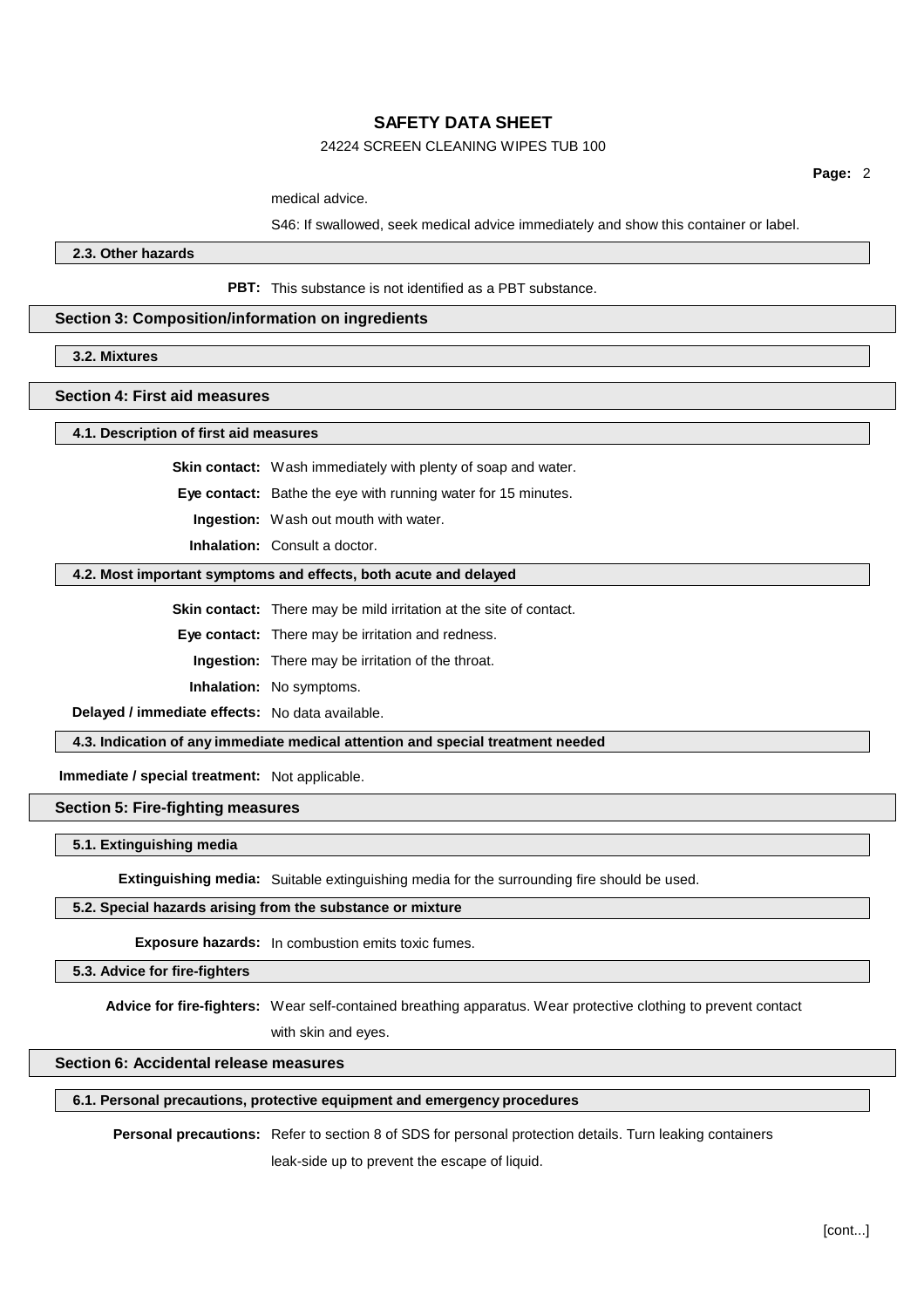medical advice.

S46: If swallowed, seek medical advice immediately and show this container or label.

### 2.3. Other hazards

**PBT:** This substance is not identified as a PBT substance.

## Section 3: Composition/information on ingredients

### 3.2. Mixtures

## Section 4: First aid measures

### 4.1. Description of first aid measures

**Skin contact:** Wash immediately with plenty of soap and water.

**Eye contact:** Bathe the eye with running water for 15 minutes.

**Ingestion:** Wash out mouth with water.

**Inhalation:** Consult a doctor.

### 4.2. Most important symptoms and effects, both acute and delayed

**Skin contact:** There may be mild irritation at the site of contact.

**Eye contact:** There may be irritation and redness.

**Ingestion:** There may be irritation of the throat.

**Inhalation:** No symptoms.

**Delayed / immediate effects:** No data available.

### 4.3. Indication of any immediate medical attention and special treatment needed

**Immediate / special treatment:** Not applicable.

## Section 5: Fire-fighting measures

### 5.1. Extinguishing media

**Extinguishing media:** Suitable extinguishing media for the surrounding fire should be used.

### 5.2. Special hazards arising from the substance or mixture

**Exposure hazards:** In combustion emits toxic fumes.

### 5.3. Advice for fire-fighters

**Advice for fire-fighters:** Wear self-contained breathing apparatus. Wear protective clothing to prevent contact with skin and eyes.

## Section 6: Accidental release measures

### 6.1. Personal precautions, protective equipment and emergency procedures

**Personal precautions:** Refer to section 8 of SDS for personal protection details. Turn leaking containers leak-side up to prevent the escape of liquid.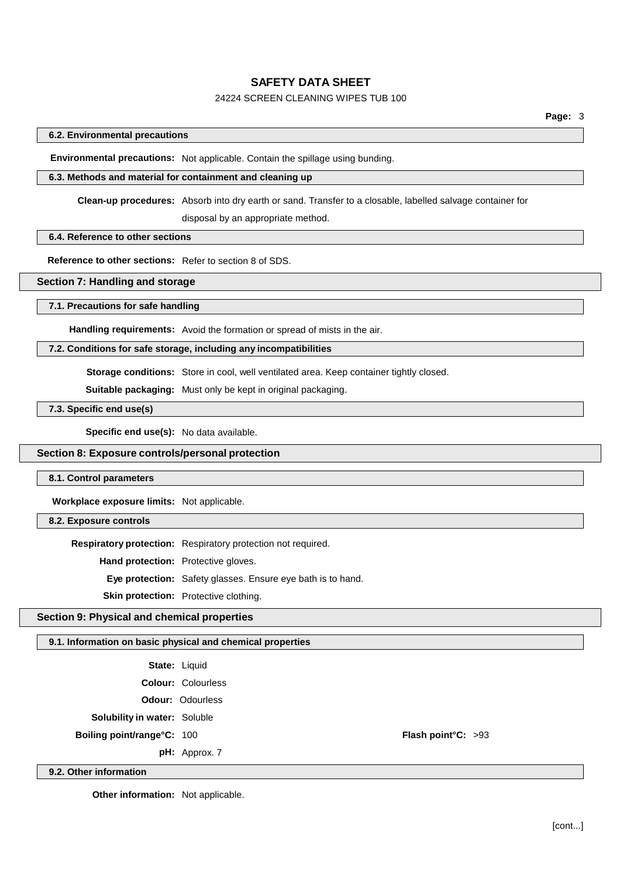#### 6.2. Environmental precautions

**Environmental precautions:** Not applicable. Contain the spillage using bunding.

#### 6.3. Methods and material for containment and cleaning up

**Clean-up procedures:** Absorb into dry earth or sand. Transfer to a closable, labelled salvage container for disposal by an appropriate method.

#### 6.4. Reference to other sections

**Reference to other sections:** Refer to section 8 of SDS.

### Section 7: Handling and storage

#### 7.1. Precautions for safe handling

**Handling requirements:** Avoid the formation or spread of mists in the air.

#### 7.2. Conditions for safe storage, including any incompatibilities

**Storage conditions:** Store in cool, well ventilated area. Keep container tightly closed.

**Suitable packaging:** Must only be kept in original packaging.

#### 7.3. Specific end use(s)

**Specific end use(s):** No data available.

### Section 8: Exposure controls/personal protection

#### 8.1. Control parameters

**Workplace exposure limits:** Not applicable.

#### 8.2. Exposure controls

**Respiratory protection:** Respiratory protection not required.

**Hand protection:** Protective gloves.

**Eye protection:** Safety glasses. Ensure eye bath is to hand.

**Skin protection:** Protective clothing.

### Section 9: Physical and chemical properties

#### 9.1. Information on basic physical and chemical properties

**State:** Liquid

**Colour:** Colourless

**Odour:** Odourless

**Solubility in water:** Soluble

**Boiling point/range°C:** 100

**Flash point°C:** >93

**pH:** Approx. 7

#### 9.2. Other information

**Other information:** Not applicable.

[cont...]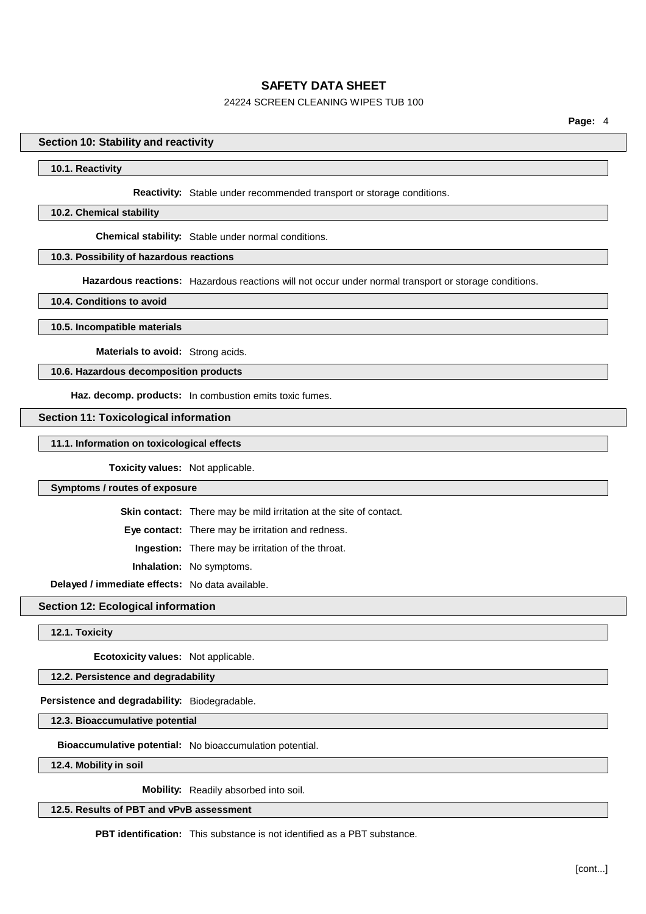## Section 10: Stability and reactivity

### 10.1. Reactivity

**Reactivity:** Stable under recommended transport or storage conditions.

### 10.2. Chemical stability

**Chemical stability:** Stable under normal conditions.

### 10.3. Possibility of hazardous reactions

**Hazardous reactions:** Hazardous reactions will not occur under normal transport or storage conditions.

### 10.4. Conditions to avoid

### 10.5. Incompatible materials

**Materials to avoid:** Strong acids.

### 10.6. Hazardous decomposition products

**Haz. decomp. products:** In combustion emits toxic fumes.

## Section 11: Toxicological information

### 11.1. Information on toxicological effects

**Toxicity values:** Not applicable.

### Symptoms / routes of exposure

**Skin contact:** There may be mild irritation at the site of contact.

**Eye contact:** There may be irritation and redness.

**Ingestion:** There may be irritation of the throat.

**Inhalation:** No symptoms.

**Delayed / immediate effects:** No data available.

## Section 12: Ecological information

### 12.1. Toxicity

**Ecotoxicity values:** Not applicable.

### 12.2. Persistence and degradability

**Persistence and degradability:** Biodegradable.

### 12.3. Bioaccumulative potential

**Bioaccumulative potential:** No bioaccumulation potential.

### 12.4. Mobility in soil

**Mobility:** Readily absorbed into soil.

### 12.5. Results of PBT and vPvB assessment

**PBT identification:** This substance is not identified as a PBT substance.

[cont...]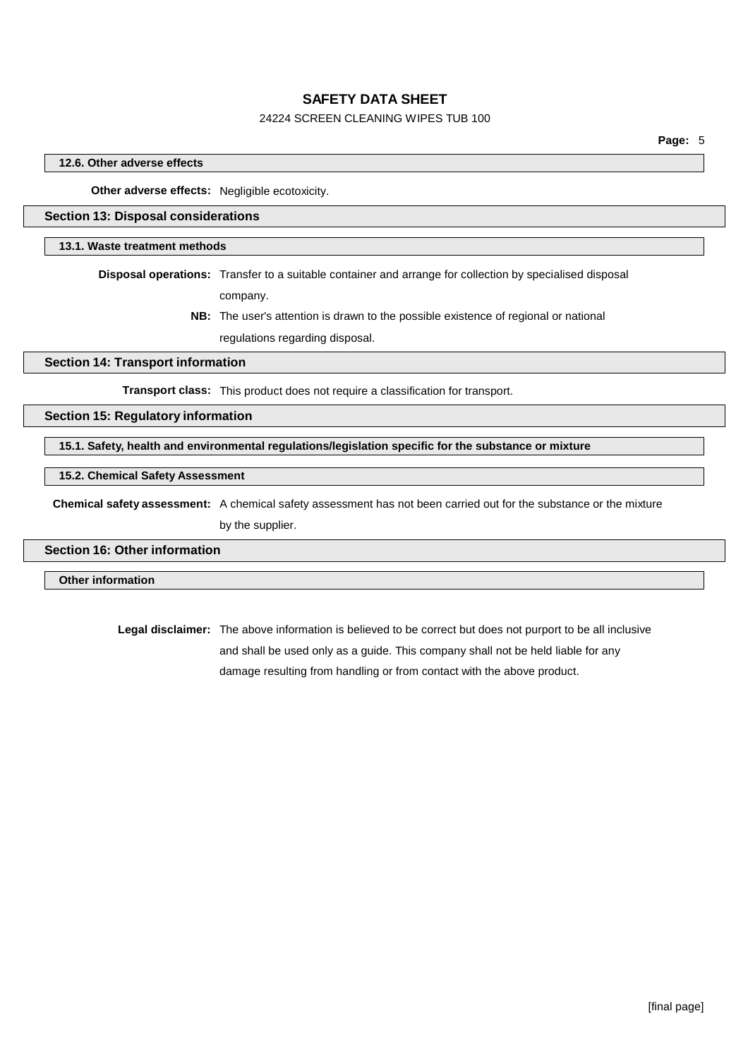### 12.6. Other adverse effects

**Other adverse effects:** Negligible ecotoxicity.

## Section 13: Disposal considerations

### 13.1. Waste treatment methods

**Disposal operations:** Transfer to a suitable container and arrange for collection by specialised disposal company.

**NB:** The user's attention is drawn to the possible existence of regional or national regulations regarding disposal.

## Section 14: Transport information

**Transport class:** This product does not require a classification for transport.

## Section 15: Regulatory information

### 15.1. Safety, health and environmental regulations/legislation specific for the substance or mixture

### 15.2. Chemical Safety Assessment

**Chemical safety assessment:** A chemical safety assessment has not been carried out for the substance or the mixture by the supplier.

## Section 16: Other information

### Other information

**Legal disclaimer:** The above information is believed to be correct but does not purport to be all inclusive and shall be used only as a guide. This company shall not be held liable for any damage resulting from handling or from contact with the above product.

[final page]